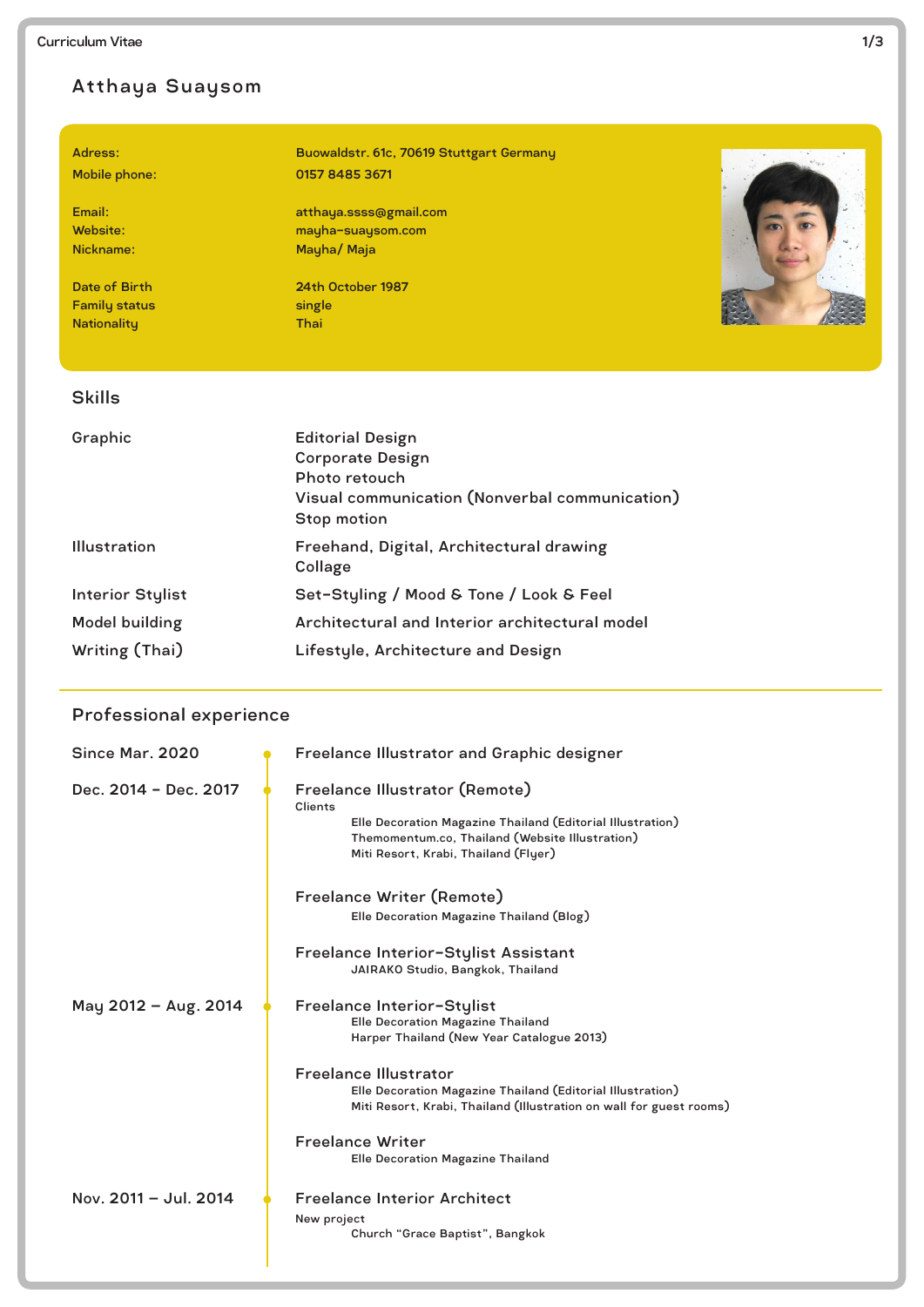# Atthaya Suaysom

| | |
|---|---|
| Adress: | Buowaldstr. 61c, 70619 Stuttgart Germany |
| Mobile phone: | 0157 8485 3671 |
| Email: | atthaya.ssss@gmail.com |
| Website: | mayha-suaysom.com |
| Nickname: | Mayha/ Maja |
| Date of Birth | 24th October 1987 |
| Family status | single |
| Nationality | Thai |

## Skills

| | |
|---|---|
| Graphic | Editorial Design<br>Corporate Design<br>Photo retouch<br>Visual communication (Nonverbal communication)<br>Stop motion |
| Illustration | Freehand, Digital, Architectural drawing<br>Collage |
| Interior Stylist | Set-Styling / Mood & Tone / Look & Feel |
| Model building | Architectural and Interior architectural model |
| Writing (Thai) | Lifestyle, Architecture and Design |

## Professional experience

**Since Mar. 2020**

Freelance Illustrator and Graphic designer

**Dec. 2014 – Dec. 2017**

Freelance Illustrator (Remote)

Clients
- Elle Decoration Magazine Thailand (Editorial Illustration)
- Themomentum.co, Thailand (Website Illustration)
- Miti Resort, Krabi, Thailand (Flyer)

Freelance Writer (Remote)
- Elle Decoration Magazine Thailand (Blog)

Freelance Interior-Stylist Assistant
- JAIRAKO Studio, Bangkok, Thailand

**May 2012 – Aug. 2014**

Freelance Interior-Stylist
- Elle Decoration Magazine Thailand
- Harper Thailand (New Year Catalogue 2013)

Freelance Illustrator
- Elle Decoration Magazine Thailand (Editorial Illustration)
- Miti Resort, Krabi, Thailand (Illustration on wall for guest rooms)

Freelance Writer
- Elle Decoration Magazine Thailand

**Nov. 2011 – Jul. 2014**

Freelance Interior Architect

New project
- Church "Grace Baptist", Bangkok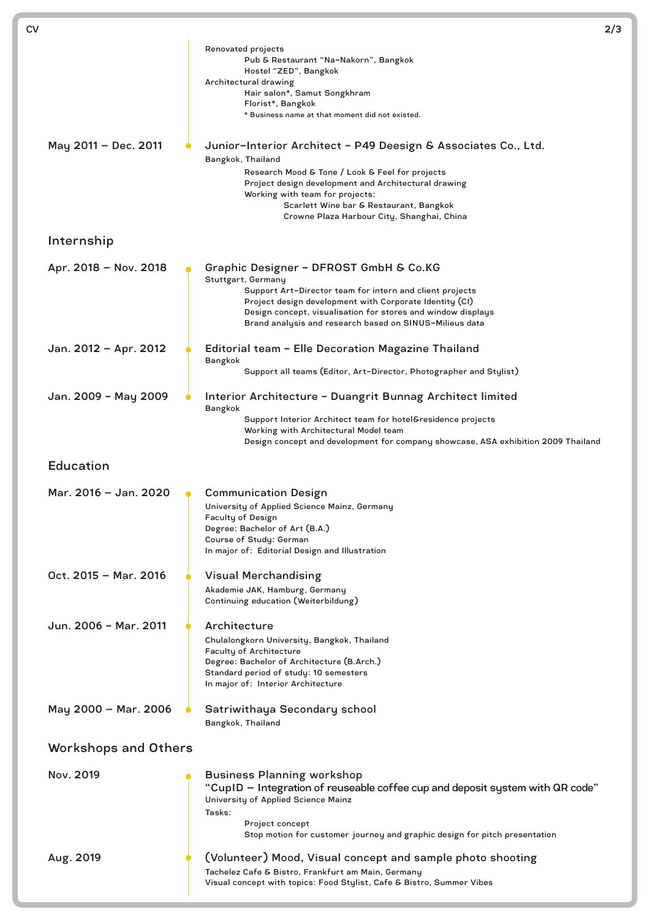Renovated projects

- Pub & Restaurant "Na-Nakorn", Bangkok
- Hostel "ZED", Bangkok

Architectural drawing

- Hair salon*, Samut Songkhram
- Florist*, Bangkok
- * Business name at that moment did not existed.

**May 2011 – Dec. 2011**

### Junior-Interior Architect - P49 Deesign & Associates Co., Ltd.

Bangkok, Thailand

- Research Mood & Tone / Look & Feel for projects
- Project design development and Architectural drawing
- Working with team for projects:
  - Scarlett Wine bar & Restaurant, Bangkok
  - Crowne Plaza Harbour City, Shanghai, China

## Internship

**Apr. 2018 – Nov. 2018**

### Graphic Designer - DFROST GmbH & Co.KG

Stuttgart, Germany

- Support Art-Director team for intern and client projects
- Project design development with Corporate Identity (CI)
- Design concept, visualisation for stores and window displays
- Brand analysis and research based on SINUS-Milieus data

**Jan. 2012 – Apr. 2012**

### Editorial team - Elle Decoration Magazine Thailand

Bangkok

- Support all teams (Editor, Art-Director, Photographer and Stylist)

**Jan. 2009 - May 2009**

### Interior Architecture - Duangrit Bunnag Architect limited

Bangkok

- Support Interior Architect team for hotel&residence projects
- Working with Architectural Model team
- Design concept and development for company showcase, ASA exhibition 2009 Thailand

## Education

**Mar. 2016 – Jan. 2020**

### Communication Design

University of Applied Science Mainz, Germany
Faculty of Design
Degree: Bachelor of Art (B.A.)
Course of Study: German
In major of: Editorial Design and Illustration

**Oct. 2015 – Mar. 2016**

### Visual Merchandising

Akademie JAK, Hamburg, Germany
Continuing education (Weiterbildung)

**Jun. 2006 - Mar. 2011**

### Architecture

Chulalongkorn University, Bangkok, Thailand
Faculty of Architecture
Degree: Bachelor of Architecture (B.Arch.)
Standard period of study: 10 semesters
In major of: Interior Architecture

**May 2000 – Mar. 2006**

### Satriwithaya Secondary school

Bangkok, Thailand

## Workshops and Others

**Nov. 2019**

### Business Planning workshop

**"CupID – Integration of reuseable coffee cup and deposit system with QR code"**

University of Applied Science Mainz

Tasks:

- Project concept
- Stop motion for customer journey and graphic design for pitch presentation

**Aug. 2019**

### (Volunteer) Mood, Visual concept and sample photo shooting

Tachelez Cafe & Bistro, Frankfurt am Main, Germany
Visual concept with topics: Food Stylist, Cafe & Bistro, Summer Vibes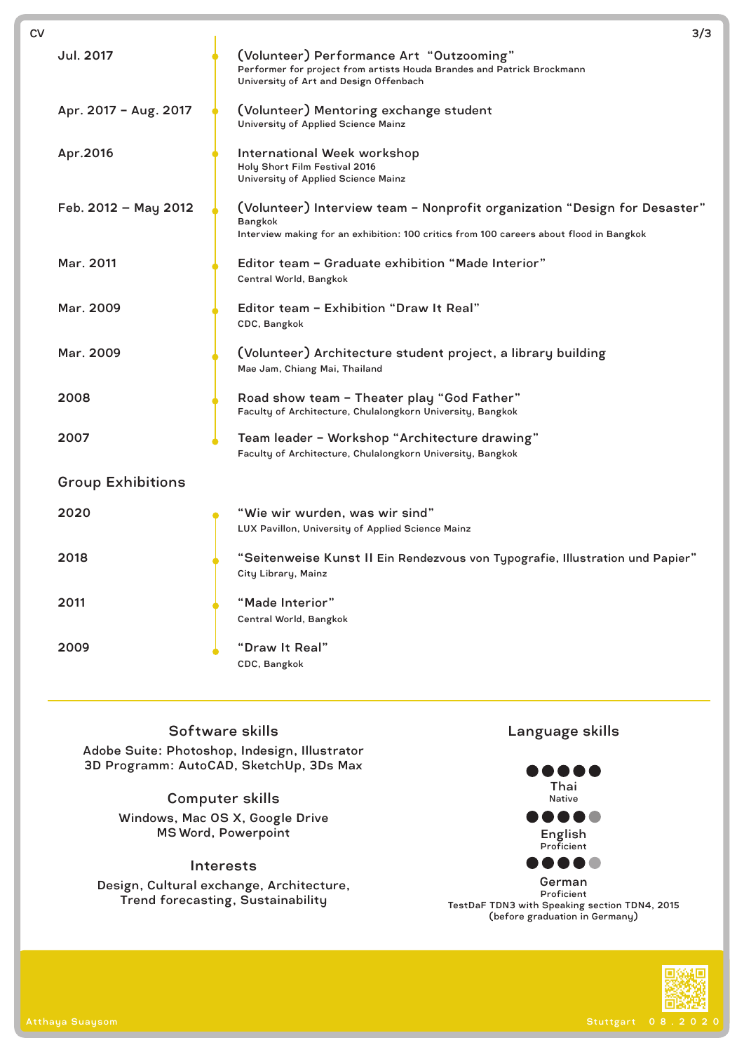**Jul. 2017** — (Volunteer) Performance Art "Outzooming"
Performer for project from artists Houda Brandes and Patrick Brockmann
University of Art and Design Offenbach

**Apr. 2017 – Aug. 2017** — (Volunteer) Mentoring exchange student
University of Applied Science Mainz

**Apr.2016** — International Week workshop
Holy Short Film Festival 2016
University of Applied Science Mainz

**Feb. 2012 – May 2012** — (Volunteer) Interview team – Nonprofit organization "Design for Desaster"
Bangkok
Interview making for an exhibition: 100 critics from 100 careers about flood in Bangkok

**Mar. 2011** — Editor team – Graduate exhibition "Made Interior"
Central World, Bangkok

**Mar. 2009** — Editor team – Exhibition "Draw It Real"
CDC, Bangkok

**Mar. 2009** — (Volunteer) Architecture student project, a library building
Mae Jam, Chiang Mai, Thailand

**2008** — Road show team – Theater play "God Father"
Faculty of Architecture, Chulalongkorn University, Bangkok

**2007** — Team leader – Workshop "Architecture drawing"
Faculty of Architecture, Chulalongkorn University, Bangkok

## Group Exhibitions

**2020** — "Wie wir wurden, was wir sind"
LUX Pavillon, University of Applied Science Mainz

**2018** — "Seitenweise Kunst II Ein Rendezvous von Typografie, Illustration und Papier"
City Library, Mainz

**2011** — "Made Interior"
Central World, Bangkok

**2009** — "Draw It Real"
CDC, Bangkok

---

## Software skills

Adobe Suite: Photoshop, Indesign, Illustrator
3D Programm: AutoCAD, SketchUp, 3Ds Max

## Computer skills

Windows, Mac OS X, Google Drive
MS Word, Powerpoint

## Interests

Design, Cultural exchange, Architecture,
Trend forecasting, Sustainability

## Language skills

●●●●● Thai
Native

●●●●○ English
Proficient

●●●●○ German
Proficient
TestDaF TDN3 with Speaking section TDN4, 2015
(before graduation in Germany)

Atthaya Suaysom — Stuttgart 08.2020